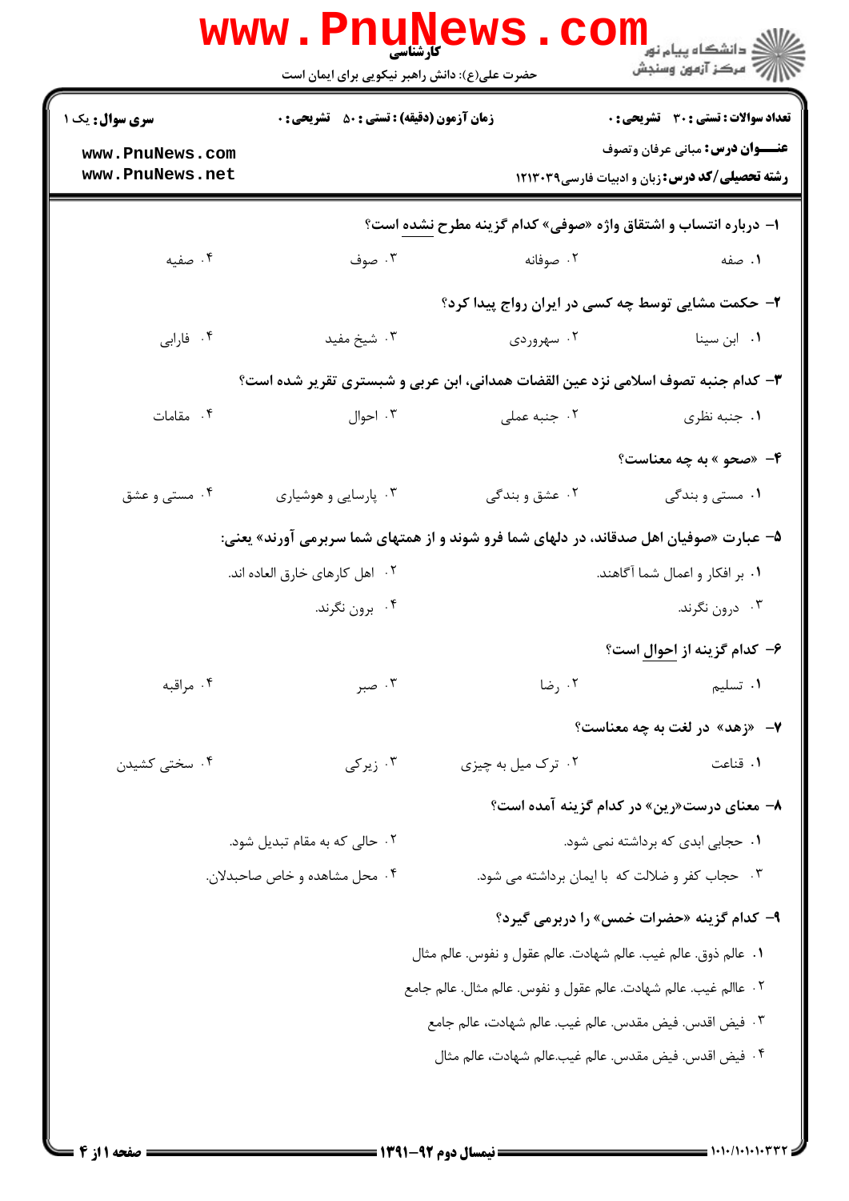**کارشناسی**

حضرت علی(ع): دانش راهبر نیکویی برای ایمان است

دانشگاه پیام نور
مرکز آزمون وسنجش

**سری سوال:** یک ۱

**زمان آزمون (دقیقه) : تستی : ۵۰ تشریحی : ۰**

**تعداد سوالات : تستی : ۳۰ تشریحی : ۰**

**عنـــوان درس:** مبانی عرفان وتصوف

**رشته تحصیلی/کد درس:** زبان و ادبیات فارسی۱۲۱۳۰۳۹

www.PnuNews.com
www.PnuNews.net

۱- درباره انتساب و اشتقاق واژه «صوفی» کدام گزینه مطرح نشده است؟

۱. صفه ۲. صوفانه ۳. صوف ۴. صفیه

۲- حکمت مشایی توسط چه کسی در ایران رواج پیدا کرد؟

۱. ابن سینا ۲. سهروردی ۳. شیخ مفید ۴. فارابی

۳- کدام جنبه تصوف اسلامی نزد عین القضات همدانی، ابن عربی و شبستری تقریر شده است؟

۱. جنبه نظری ۲. جنبه عملی ۳. احوال ۴. مقامات

۴- «صحو » به چه معناست؟

۱. مستی و بندگی ۲. عشق و بندگی ۳. پارسایی و هوشیاری ۴. مستی و عشق

۵- عبارت «صوفیان اهل صدقاند، در دلهای شما فرو شوند و از همتهای شما سربرمی آورند» یعنی:

۱. بر افکار و اعمال شما آگاهند. ۲. اهل کارهای خارق العاده اند.

۳. درون نگرند. ۴. برون نگرند.

۶- کدام گزینه از احوال است؟

۱. تسلیم ۲. رضا ۳. صبر ۴. مراقبه

۷- «زهد» در لغت به چه معناست؟

۱. قناعت ۲. ترک میل به چیزی ۳. زیرکی ۴. سختی کشیدن

۸- معنای درست«رین» در کدام گزینه آمده است؟

۱. حجابی ابدی که برداشته نمی شود. ۲. حالی که به مقام تبدیل شود.

۳. حجاب کفر و ضلالت که با ایمان برداشته می شود. ۴. محل مشاهده و خاص صاحبدلان.

۹- کدام گزینه «حضرات خمس» را دربرمی گیرد؟

۱. عالم ذوق. عالم غیب. عالم شهادت. عالم عقول و نفوس. عالم مثال

۲. عاالم غیب. عالم شهادت. عالم عقول و نفوس. عالم مثال. عالم جامع

۳. فیض اقدس. فیض مقدس. عالم غیب. عالم شهادت، عالم جامع

۴. فیض اقدس. فیض مقدس. عالم غیب.عالم شهادت، عالم مثال

**نیمسال دوم ۹۲-۱۳۹۱**

۱۰۱۰/۱۰۱۰۱۰۳۳۲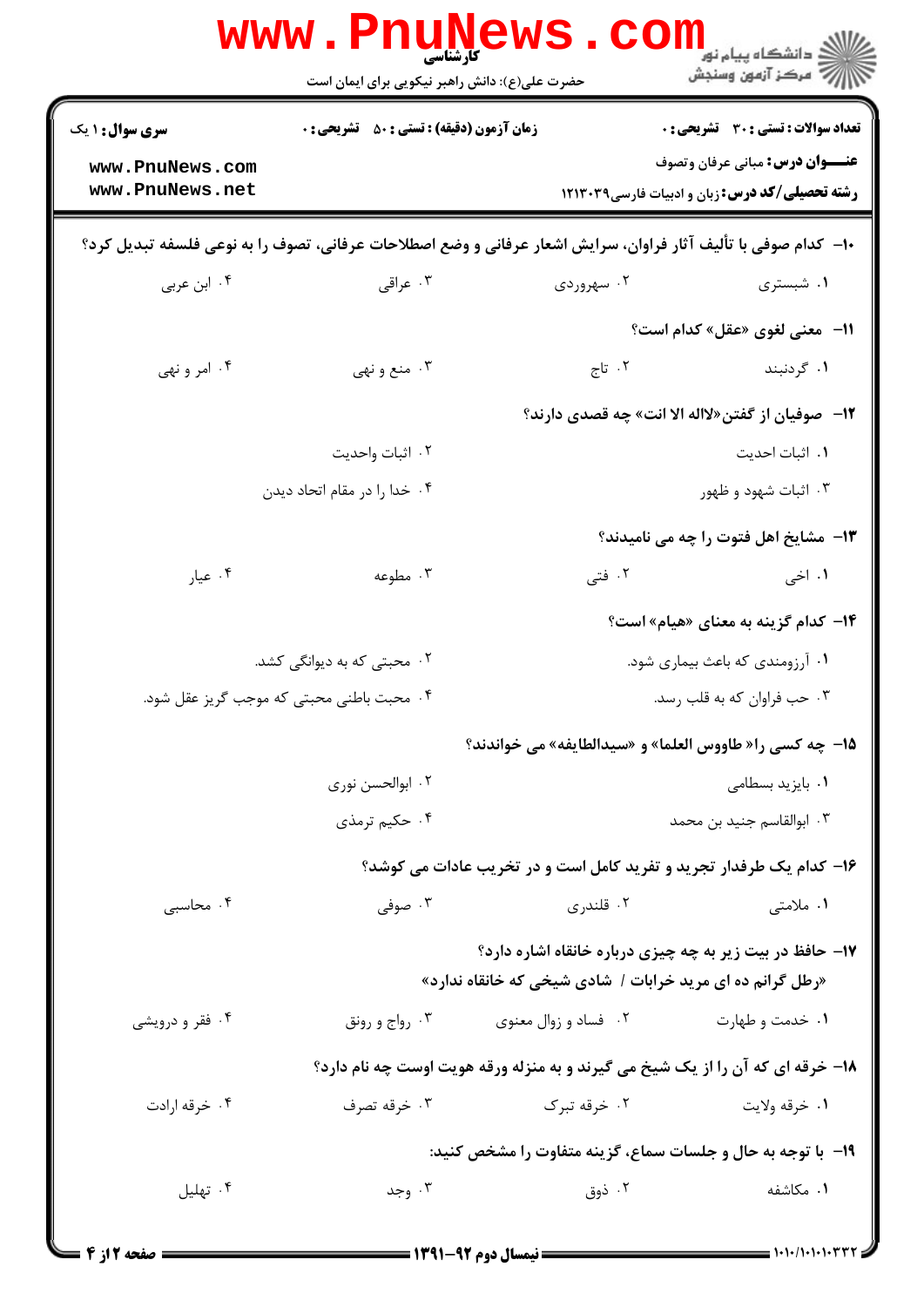**سری سوال:** ۱ یک | **زمان آزمون (دقیقه) : تستی :** ۵۰ **تشریحی :** ۰ | **تعداد سوالات : تستی :** ۳۰ **تشریحی :** ۰

**عنـــوان درس:** مبانی عرفان وتصوف

**رشته تحصیلی/کد درس:** زبان و ادبیات فارسی۱۲۱۳۰۳۹

**۱۰-** کدام صوفی با تألیف آثار فراوان، سرایش اشعار عرفانی و وضع اصطلاحات عرفانی، تصوف را به نوعی فلسفه تبدیل کرد؟

۱. شبستری ۲. سهروردی ۳. عراقی ۴. ابن عربی

**۱۱-** معنی لغوی «عقل» کدام است؟

۱. گردنبند ۲. تاج ۳. منع و نهی ۴. امر و نهی

**۱۲-** صوفیان از گفتن«لااله الا انت» چه قصدی دارند؟

۱. اثبات احدیت
۲. اثبات واحدیت
۳. اثبات شهود و ظهور
۴. خدا را در مقام اتحاد دیدن

**۱۳-** مشایخ اهل فتوت را چه می نامیدند؟

۱. اخی ۲. فتی ۳. مطوعه ۴. عیار

**۱۴-** کدام گزینه به معنای «هیام» است؟

۱. آرزومندی که باعث بیماری شود.
۲. محبتی که به دیوانگی کشد.
۳. حب فراوان که به قلب رسد.
۴. محبت باطنی محبتی که موجب گریز عقل شود.

**۱۵-** چه کسی را« طاووس العلما» و «سیدالطایفه» می خواندند؟

۱. بایزید بسطامی
۲. ابوالحسن نوری
۳. ابوالقاسم جنید بن محمد
۴. حکیم ترمذی

**۱۶-** کدام یک طرفدار تجرید و تفرید کامل است و در تخریب عادات می کوشد؟

۱. ملامتی ۲. قلندری ۳. صوفی ۴. محاسبی

**۱۷-** حافظ در بیت زیر به چه چیزی درباره خانقاه اشاره دارد؟

«رطل گرانم ده ای مرید خرابات / شادی شیخی که خانقاه ندارد»

۱. خدمت و طهارت ۲. فساد و زوال معنوی ۳. رواج و رونق ۴. فقر و درویشی

**۱۸-** خرقه ای که آن را از یک شیخ می گیرند و به منزله ورقه هویت اوست چه نام دارد؟

۱. خرقه ولایت ۲. خرقه تبرک ۳. خرقه تصرف ۴. خرقه ارادت

**۱۹-** با توجه به حال و جلسات سماع، گزینه متفاوت را مشخص کنید:

۱. مکاشفه ۲. ذوق ۳. وجد ۴. تهلیل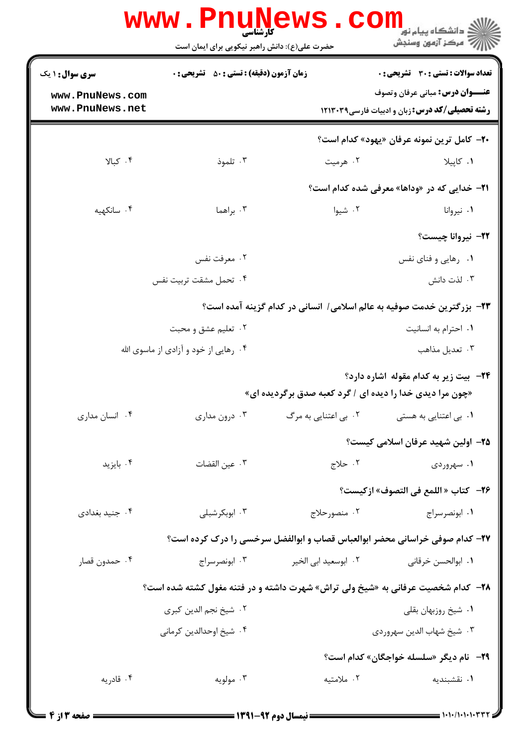۲۰- کامل ترین نمونه عرفان «یهود» کدام است؟

۱. کاپیلا
۲. هرمیت
۳. تلموذ
۴. کبالا

۲۱- خدایی که در «وداها» معرفی شده کدام است؟

۱. نیروانا
۲. شیوا
۳. براهما
۴. سانکهیه

۲۲- نیروانا چیست؟

۱. رهایی و فنای نفس
۲. معرفت نفس
۳. لذت دانش
۴. تحمل مشقت تربیت نفس

۲۳- بزرگترین خدمت صوفیه به عالم اسلامی/ انسانی در کدام گزینه آمده است؟

۱. احترام به انسانیت
۲. تعلیم عشق و محبت
۳. تعدیل مذاهب
۴. رهایی از خود و آزادی از ماسوی الله

۲۴- بیت زیر به کدام مقوله اشاره دارد؟

«چون مرا دیدی خدا را دیده ای / گرد کعبه صدق برگردیده ای»

۱. بی اعتنایی به هستی
۲. بی اعتنایی به مرگ
۳. درون مداری
۴. انسان مداری

۲۵- اولین شهید عرفان اسلامی کیست؟

۱. سهروردی
۲. حلاج
۳. عین القضات
۴. بایزید

۲۶- کتاب « اللمع فی التصوف» ازکیست؟

۱. ابونصرسراج
۲. منصورحلاج
۳. ابوبکرشبلی
۴. جنید بغدادی

۲۷- کدام صوفی خراسانی محضر ابوالعباس قصاب و ابوالفضل سرخسی را درک کرده است؟

۱. ابوالحسن خرقانی
۲. ابوسعید ابی الخیر
۳. ابونصرسراج
۴. حمدون قصار

۲۸- کدام شخصیت عرفانی به «شیخ ولی تراش» شهرت داشته و در فتنه مغول کشته شده است؟

۱. شیخ روزبهان بقلی
۲. شیخ نجم الدین کبری
۳. شیخ شهاب الدین سهروردی
۴. شیخ اوحدالدین کرمانی

۲۹- نام دیگر «سلسله خواجگان» کدام است؟

۱. نقشبندیه
۲. ملامتیه
۳. مولویه
۴. قادریه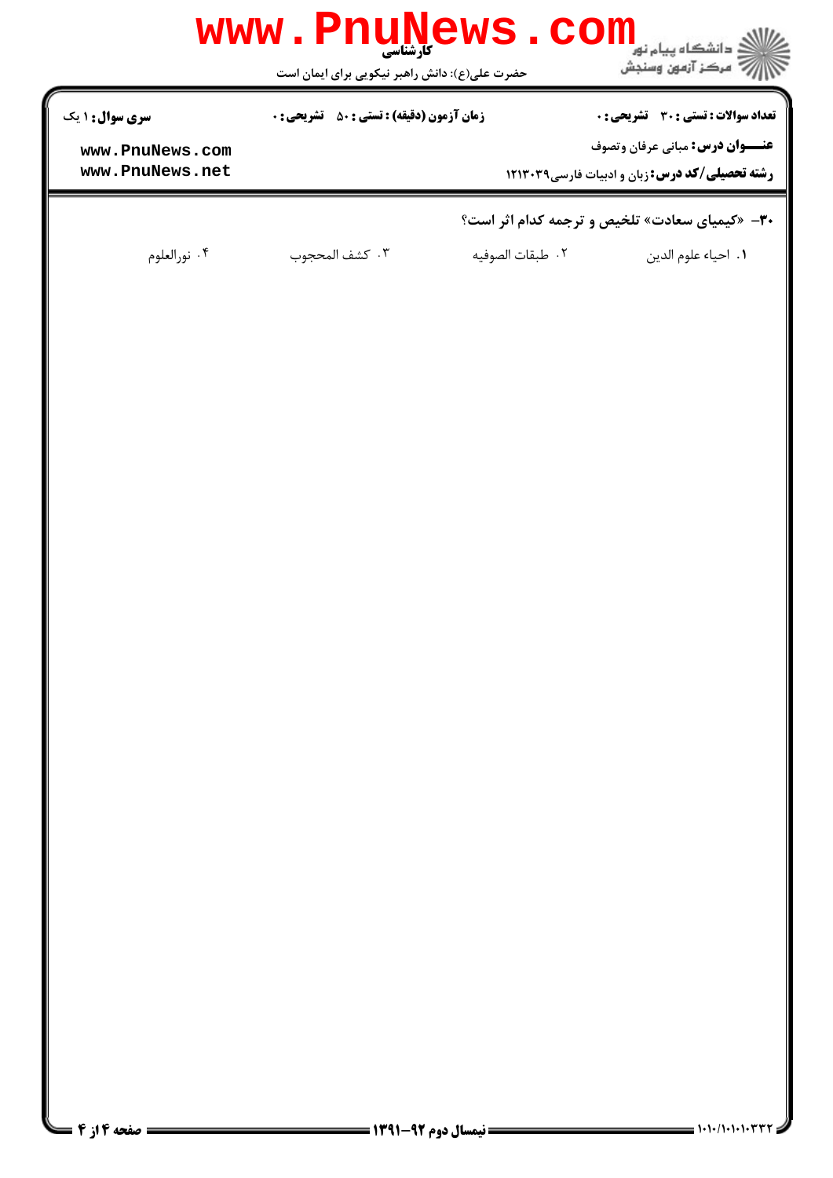**۳۰- «کیمیای سعادت» تلخیص و ترجمه کدام اثر است؟**

۱. احیاء علوم الدین

۲. طبقات الصوفیه

۳. کشف المحجوب

۴. نورالعلوم